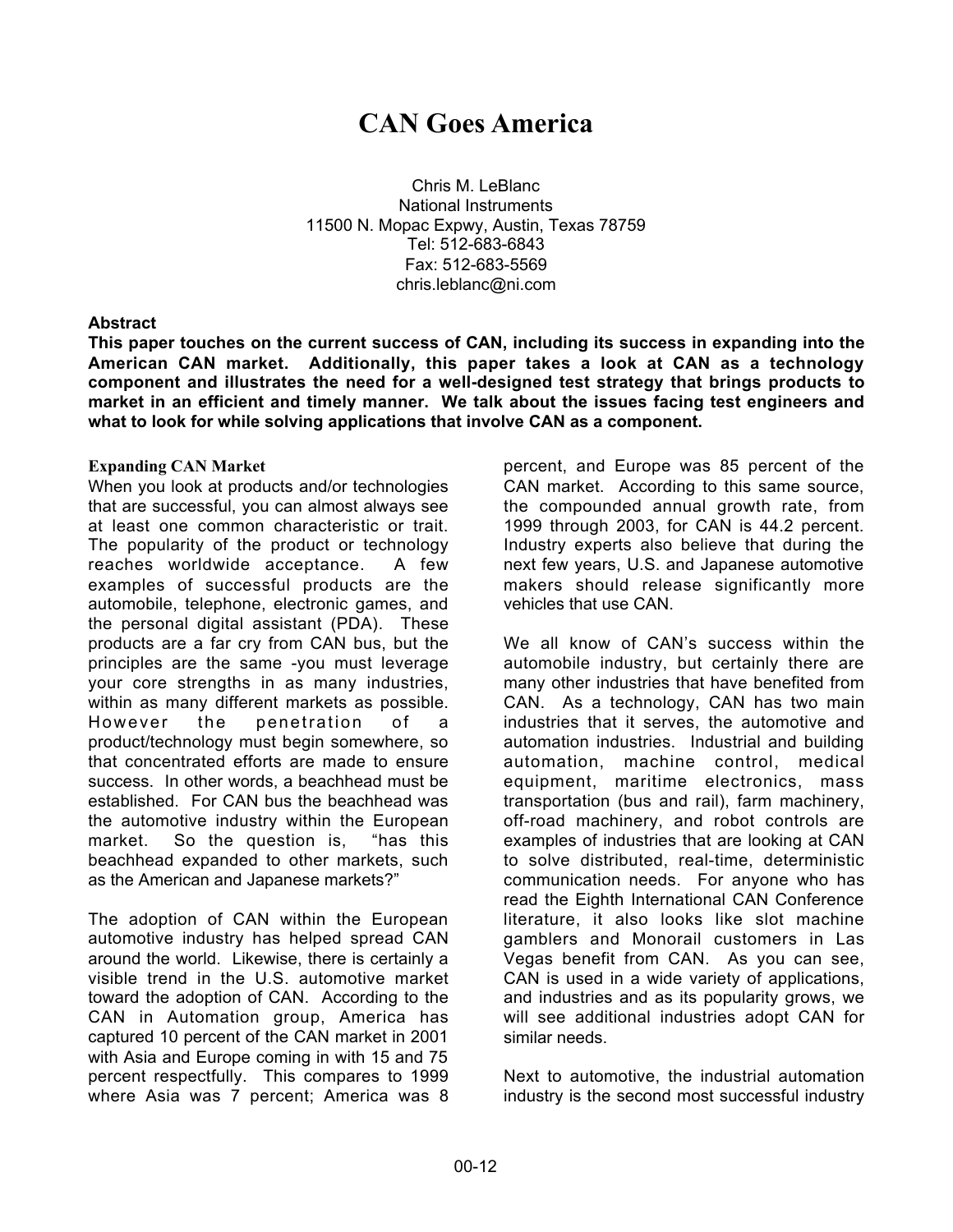// CAN Goes America

Chris M. LeBlanc
National Instruments
11500 N. Mopac Expwy, Austin, Texas 78759
Tel: 512-683-6843
Fax: 512-683-5569
chris.leblanc@ni.com

**Abstract**

**This paper touches on the current success of CAN, including its success in expanding into the American CAN market. Additionally, this paper takes a look at CAN as a technology component and illustrates the need for a well-designed test strategy that brings products to market in an efficient and timely manner. We talk about the issues facing test engineers and what to look for while solving applications that involve CAN as a component.**

## Expanding CAN Market

When you look at products and/or technologies that are successful, you can almost always see at least one common characteristic or trait. The popularity of the product or technology reaches worldwide acceptance. A few examples of successful products are the automobile, telephone, electronic games, and the personal digital assistant (PDA). These products are a far cry from CAN bus, but the principles are the same -you must leverage your core strengths in as many industries, within as many different markets as possible. However the penetration of a product/technology must begin somewhere, so that concentrated efforts are made to ensure success. In other words, a beachhead must be established. For CAN bus the beachhead was the automotive industry within the European market. So the question is, "has this beachhead expanded to other markets, such as the American and Japanese markets?"

The adoption of CAN within the European automotive industry has helped spread CAN around the world. Likewise, there is certainly a visible trend in the U.S. automotive market toward the adoption of CAN. According to the CAN in Automation group, America has captured 10 percent of the CAN market in 2001 with Asia and Europe coming in with 15 and 75 percent respectfully. This compares to 1999 where Asia was 7 percent; America was 8 percent, and Europe was 85 percent of the CAN market. According to this same source, the compounded annual growth rate, from 1999 through 2003, for CAN is 44.2 percent. Industry experts also believe that during the next few years, U.S. and Japanese automotive makers should release significantly more vehicles that use CAN.

We all know of CAN's success within the automobile industry, but certainly there are many other industries that have benefited from CAN. As a technology, CAN has two main industries that it serves, the automotive and automation industries. Industrial and building automation, machine control, medical equipment, maritime electronics, mass transportation (bus and rail), farm machinery, off-road machinery, and robot controls are examples of industries that are looking at CAN to solve distributed, real-time, deterministic communication needs. For anyone who has read the Eighth International CAN Conference literature, it also looks like slot machine gamblers and Monorail customers in Las Vegas benefit from CAN. As you can see, CAN is used in a wide variety of applications, and industries and as its popularity grows, we will see additional industries adopt CAN for similar needs.

Next to automotive, the industrial automation industry is the second most successful industry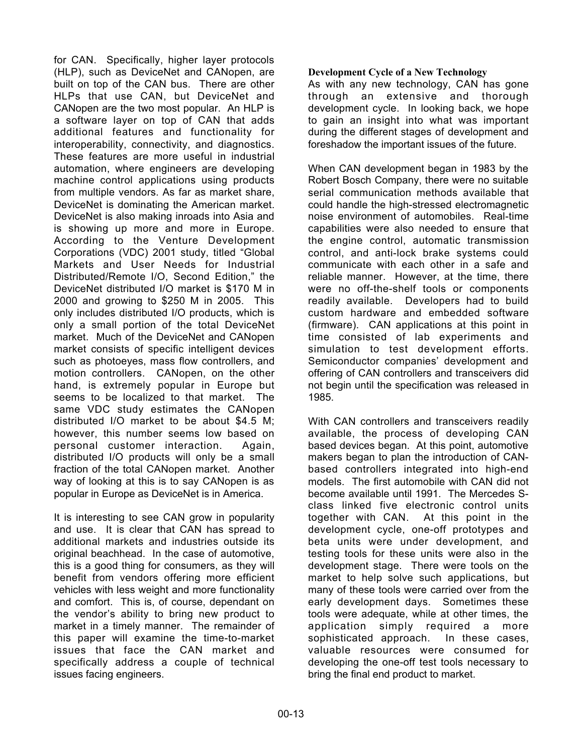for CAN. Specifically, higher layer protocols (HLP), such as DeviceNet and CANopen, are built on top of the CAN bus. There are other HLPs that use CAN, but DeviceNet and CANopen are the two most popular. An HLP is a software layer on top of CAN that adds additional features and functionality for interoperability, connectivity, and diagnostics. These features are more useful in industrial automation, where engineers are developing machine control applications using products from multiple vendors. As far as market share, DeviceNet is dominating the American market. DeviceNet is also making inroads into Asia and is showing up more and more in Europe. According to the Venture Development Corporations (VDC) 2001 study, titled "Global Markets and User Needs for Industrial Distributed/Remote I/O, Second Edition," the DeviceNet distributed I/O market is $170 M in 2000 and growing to $250 M in 2005. This only includes distributed I/O products, which is only a small portion of the total DeviceNet market. Much of the DeviceNet and CANopen market consists of specific intelligent devices such as photoeyes, mass flow controllers, and motion controllers. CANopen, on the other hand, is extremely popular in Europe but seems to be localized to that market. The same VDC study estimates the CANopen distributed I/O market to be about $4.5 M; however, this number seems low based on personal customer interaction. Again, distributed I/O products will only be a small fraction of the total CANopen market. Another way of looking at this is to say CANopen is as popular in Europe as DeviceNet is in America.

It is interesting to see CAN grow in popularity and use. It is clear that CAN has spread to additional markets and industries outside its original beachhead. In the case of automotive, this is a good thing for consumers, as they will benefit from vendors offering more efficient vehicles with less weight and more functionality and comfort. This is, of course, dependant on the vendor's ability to bring new product to market in a timely manner. The remainder of this paper will examine the time-to-market issues that face the CAN market and specifically address a couple of technical issues facing engineers.

**Development Cycle of a New Technology**

As with any new technology, CAN has gone through an extensive and thorough development cycle. In looking back, we hope to gain an insight into what was important during the different stages of development and foreshadow the important issues of the future.

When CAN development began in 1983 by the Robert Bosch Company, there were no suitable serial communication methods available that could handle the high-stressed electromagnetic noise environment of automobiles. Real-time capabilities were also needed to ensure that the engine control, automatic transmission control, and anti-lock brake systems could communicate with each other in a safe and reliable manner. However, at the time, there were no off-the-shelf tools or components readily available. Developers had to build custom hardware and embedded software (firmware). CAN applications at this point in time consisted of lab experiments and simulation to test development efforts. Semiconductor companies' development and offering of CAN controllers and transceivers did not begin until the specification was released in 1985.

With CAN controllers and transceivers readily available, the process of developing CAN based devices began. At this point, automotive makers began to plan the introduction of CAN-based controllers integrated into high-end models. The first automobile with CAN did not become available until 1991. The Mercedes S-class linked five electronic control units together with CAN. At this point in the development cycle, one-off prototypes and beta units were under development, and testing tools for these units were also in the development stage. There were tools on the market to help solve such applications, but many of these tools were carried over from the early development days. Sometimes these tools were adequate, while at other times, the application simply required a more sophisticated approach. In these cases, valuable resources were consumed for developing the one-off test tools necessary to bring the final end product to market.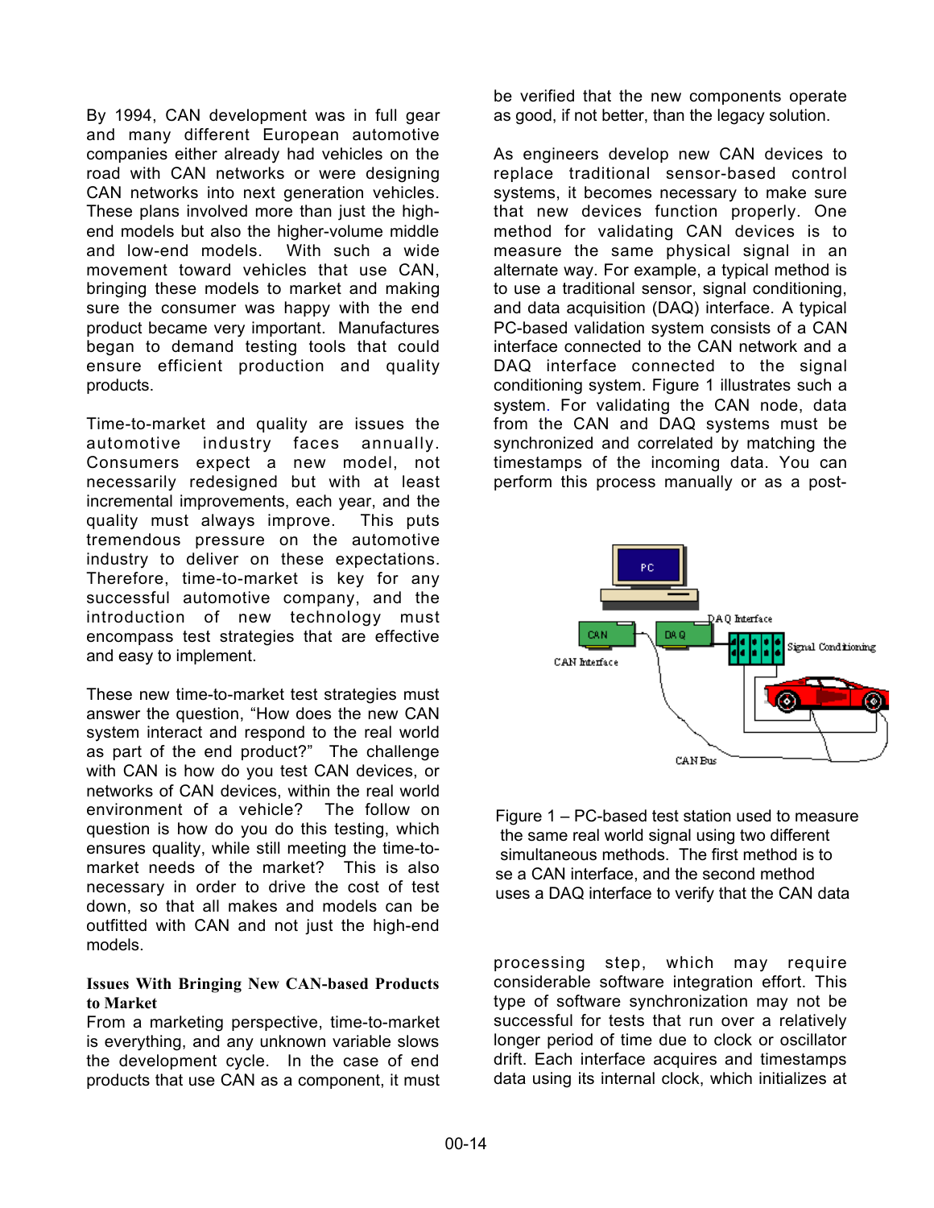By 1994, CAN development was in full gear and many different European automotive companies either already had vehicles on the road with CAN networks or were designing CAN networks into next generation vehicles. These plans involved more than just the high-end models but also the higher-volume middle and low-end models. With such a wide movement toward vehicles that use CAN, bringing these models to market and making sure the consumer was happy with the end product became very important. Manufactures began to demand testing tools that could ensure efficient production and quality products.

Time-to-market and quality are issues the automotive industry faces annually. Consumers expect a new model, not necessarily redesigned but with at least incremental improvements, each year, and the quality must always improve. This puts tremendous pressure on the automotive industry to deliver on these expectations. Therefore, time-to-market is key for any successful automotive company, and the introduction of new technology must encompass test strategies that are effective and easy to implement.

These new time-to-market test strategies must answer the question, "How does the new CAN system interact and respond to the real world as part of the end product?" The challenge with CAN is how do you test CAN devices, or networks of CAN devices, within the real world environment of a vehicle? The follow on question is how do you do this testing, which ensures quality, while still meeting the time-to-market needs of the market? This is also necessary in order to drive the cost of test down, so that all makes and models can be outfitted with CAN and not just the high-end models.

**Issues With Bringing New CAN-based Products to Market**

From a marketing perspective, time-to-market is everything, and any unknown variable slows the development cycle. In the case of end products that use CAN as a component, it must be verified that the new components operate as good, if not better, than the legacy solution.

As engineers develop new CAN devices to replace traditional sensor-based control systems, it becomes necessary to make sure that new devices function properly. One method for validating CAN devices is to measure the same physical signal in an alternate way. For example, a typical method is to use a traditional sensor, signal conditioning, and data acquisition (DAQ) interface. A typical PC-based validation system consists of a CAN interface connected to the CAN network and a DAQ interface connected to the signal conditioning system. Figure 1 illustrates such a system. For validating the CAN node, data from the CAN and DAQ systems must be synchronized and correlated by matching the timestamps of the incoming data. You can perform this process manually or as a post-processing step, which may require considerable software integration effort. This type of software synchronization may not be successful for tests that run over a relatively longer period of time due to clock or oscillator drift. Each interface acquires and timestamps data using its internal clock, which initializes at

PC
CAN
DAQ
DAQ Interface
Signal Conditioning
CAN Interface
CAN Bus

Figure 1 – PC-based test station used to measure the same real world signal using two different simultaneous methods. The first method is to se a CAN interface, and the second method uses a DAQ interface to verify that the CAN data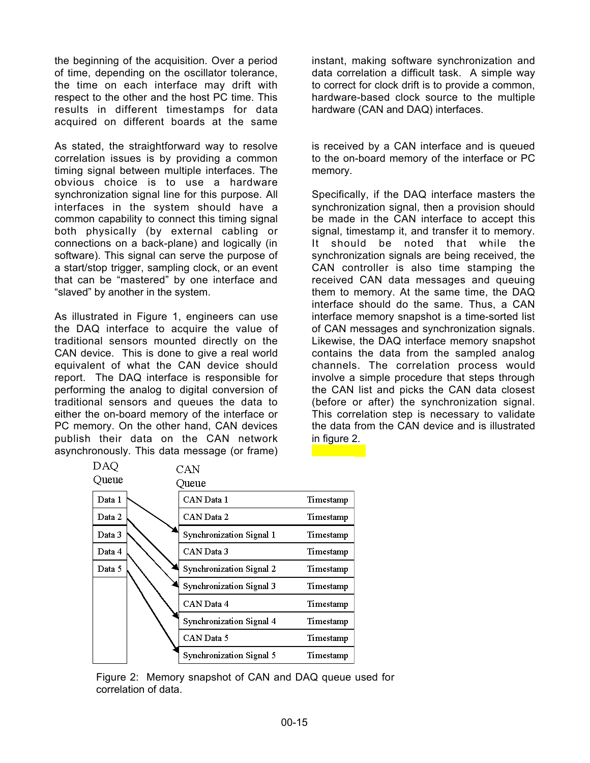the beginning of the acquisition. Over a period of time, depending on the oscillator tolerance, the time on each interface may drift with respect to the other and the host PC time. This results in different timestamps for data acquired on different boards at the same instant, making software synchronization and data correlation a difficult task. A simple way to correct for clock drift is to provide a common, hardware-based clock source to the multiple hardware (CAN and DAQ) interfaces.

As stated, the straightforward way to resolve correlation issues is by providing a common timing signal between multiple interfaces. The obvious choice is to use a hardware synchronization signal line for this purpose. All interfaces in the system should have a common capability to connect this timing signal both physically (by external cabling or connections on a back-plane) and logically (in software). This signal can serve the purpose of a start/stop trigger, sampling clock, or an event that can be "mastered" by one interface and "slaved" by another in the system.

As illustrated in Figure 1, engineers can use the DAQ interface to acquire the value of traditional sensors mounted directly on the CAN device. This is done to give a real world equivalent of what the CAN device should report. The DAQ interface is responsible for performing the analog to digital conversion of traditional sensors and queues the data to either the on-board memory of the interface or PC memory. On the other hand, CAN devices publish their data on the CAN network asynchronously. This data message (or frame) is received by a CAN interface and is queued to the on-board memory of the interface or PC memory.

Specifically, if the DAQ interface masters the synchronization signal, then a provision should be made in the CAN interface to accept this signal, timestamp it, and transfer it to memory. It should be noted that while the synchronization signals are being received, the CAN controller is also time stamping the received CAN data messages and queuing them to memory. At the same time, the DAQ interface should do the same. Thus, a CAN interface memory snapshot is a time-sorted list of CAN messages and synchronization signals. Likewise, the DAQ interface memory snapshot contains the data from the sampled analog channels. The correlation process would involve a simple procedure that steps through the CAN list and picks the CAN data closest (before or after) the synchronization signal. This correlation step is necessary to validate the data from the CAN device and is illustrated in figure 2.

DAQ Queue
Data 1
Data 2
Data 3
Data 4
Data 5

CAN Queue
CAN Data 1 Timestamp
CAN Data 2 Timestamp
Synchronization Signal 1 Timestamp
CAN Data 3 Timestamp
Synchronization Signal 2 Timestamp
Synchronization Signal 3 Timestamp
CAN Data 4 Timestamp
Synchronization Signal 4 Timestamp
CAN Data 5 Timestamp
Synchronization Signal 5 Timestamp

Figure 2: Memory snapshot of CAN and DAQ queue used for correlation of data.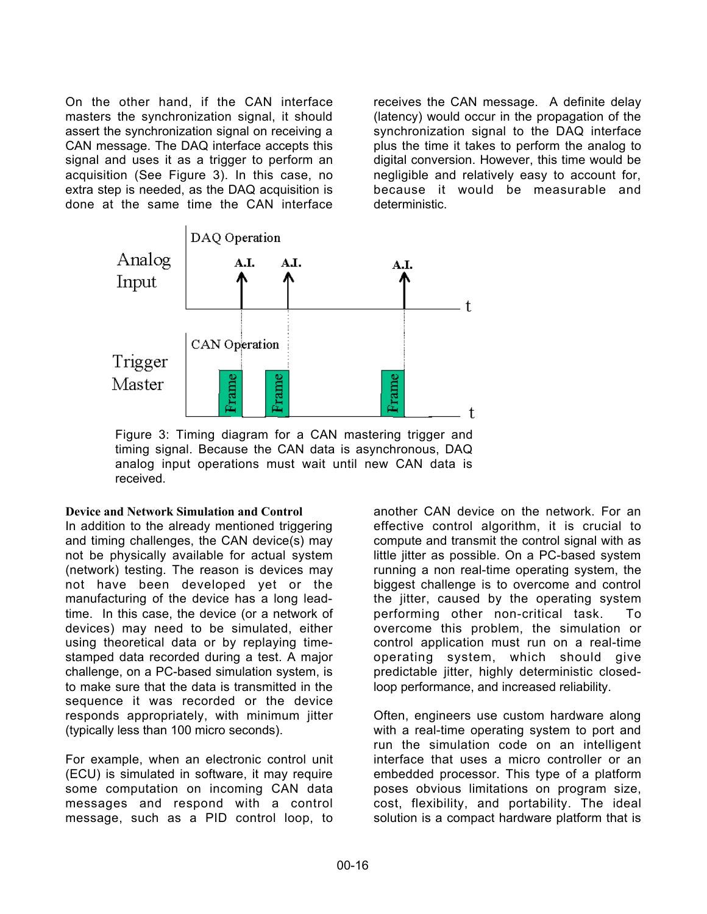On the other hand, if the CAN interface masters the synchronization signal, it should assert the synchronization signal on receiving a CAN message. The DAQ interface accepts this signal and uses it as a trigger to perform an acquisition (See Figure 3). In this case, no extra step is needed, as the DAQ acquisition is done at the same time the CAN interface receives the CAN message. A definite delay (latency) would occur in the propagation of the synchronization signal to the DAQ interface plus the time it takes to perform the analog to digital conversion. However, this time would be negligible and relatively easy to account for, because it would be measurable and deterministic.

Analog Input

DAQ Operation

A.I.

A.I.

A.I.

t

Trigger Master

CAN Operation

Frame

Frame

Frame

t

Figure 3: Timing diagram for a CAN mastering trigger and timing signal. Because the CAN data is asynchronous, DAQ analog input operations must wait until new CAN data is received.

**Device and Network Simulation and Control**

In addition to the already mentioned triggering and timing challenges, the CAN device(s) may not be physically available for actual system (network) testing. The reason is devices may not have been developed yet or the manufacturing of the device has a long lead-time. In this case, the device (or a network of devices) may need to be simulated, either using theoretical data or by replaying time-stamped data recorded during a test. A major challenge, on a PC-based simulation system, is to make sure that the data is transmitted in the sequence it was recorded or the device responds appropriately, with minimum jitter (typically less than 100 micro seconds).

For example, when an electronic control unit (ECU) is simulated in software, it may require some computation on incoming CAN data messages and respond with a control message, such as a PID control loop, to another CAN device on the network. For an effective control algorithm, it is crucial to compute and transmit the control signal with as little jitter as possible. On a PC-based system running a non real-time operating system, the biggest challenge is to overcome and control the jitter, caused by the operating system performing other non-critical task. To overcome this problem, the simulation or control application must run on a real-time operating system, which should give predictable jitter, highly deterministic closed-loop performance, and increased reliability.

Often, engineers use custom hardware along with a real-time operating system to port and run the simulation code on an intelligent interface that uses a micro controller or an embedded processor. This type of a platform poses obvious limitations on program size, cost, flexibility, and portability. The ideal solution is a compact hardware platform that is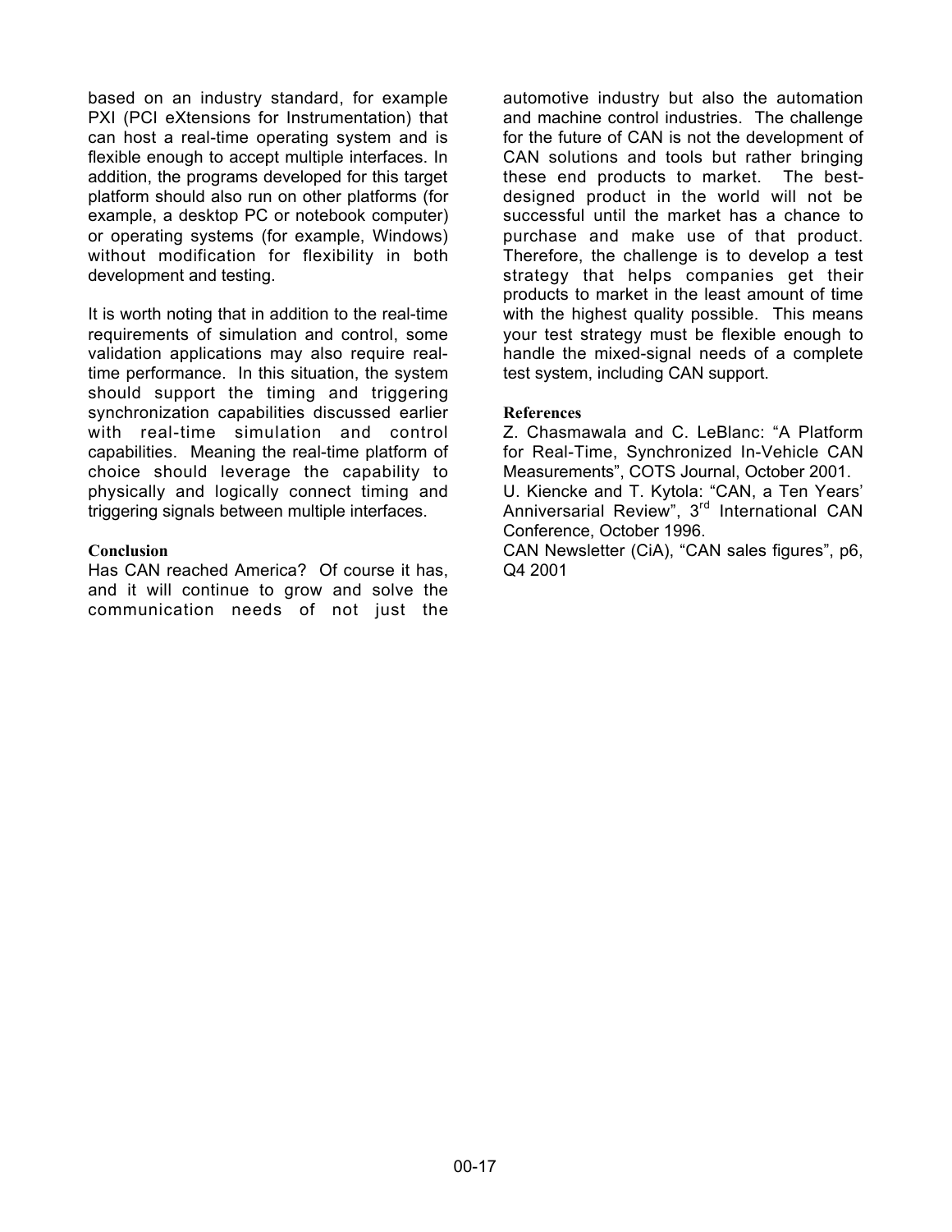based on an industry standard, for example PXI (PCI eXtensions for Instrumentation) that can host a real-time operating system and is flexible enough to accept multiple interfaces. In addition, the programs developed for this target platform should also run on other platforms (for example, a desktop PC or notebook computer) or operating systems (for example, Windows) without modification for flexibility in both development and testing.

It is worth noting that in addition to the real-time requirements of simulation and control, some validation applications may also require real-time performance. In this situation, the system should support the timing and triggering synchronization capabilities discussed earlier with real-time simulation and control capabilities. Meaning the real-time platform of choice should leverage the capability to physically and logically connect timing and triggering signals between multiple interfaces.

### Conclusion

Has CAN reached America? Of course it has, and it will continue to grow and solve the communication needs of not just the automotive industry but also the automation and machine control industries. The challenge for the future of CAN is not the development of CAN solutions and tools but rather bringing these end products to market. The best-designed product in the world will not be successful until the market has a chance to purchase and make use of that product. Therefore, the challenge is to develop a test strategy that helps companies get their products to market in the least amount of time with the highest quality possible. This means your test strategy must be flexible enough to handle the mixed-signal needs of a complete test system, including CAN support.

### References

Z. Chasmawala and C. LeBlanc: "A Platform for Real-Time, Synchronized In-Vehicle CAN Measurements", COTS Journal, October 2001.

U. Kiencke and T. Kytola: "CAN, a Ten Years' Anniversarial Review", 3rd International CAN Conference, October 1996.

CAN Newsletter (CiA), "CAN sales figures", p6, Q4 2001